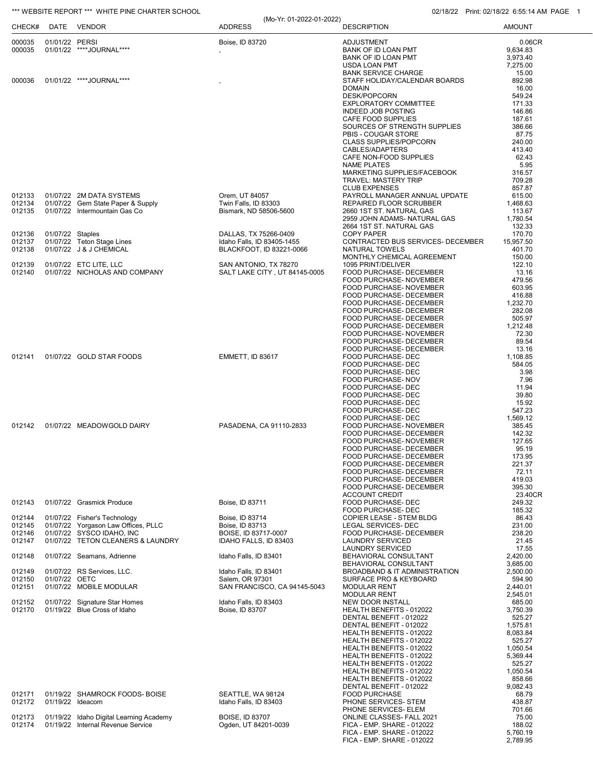*** WEBSITE REPORT *** WHITE PINE CHARTER SCHOOL

02/18/22 Print: 02/18/22 6:55:14 AM

(Mo-Yr: 01-2022-01-2022)

| CHECK# | DATE | VENDOR | ADDRESS | DESCRIPTION | AMOUNT |
|---|---|---|---|---|---|
| 000035 | 01/01/22 | PERSI | Boise, ID 83720 | ADJUSTMENT | 0.06CR |
| 000035 | 01/01/22 | ****JOURNAL**** | , | BANK OF ID LOAN PMT | 9,634.83 |
| | | | | BANK OF ID LOAN PMT | 3,973.40 |
| | | | | USDA LOAN PMT | 7,275.00 |
| | | | | BANK SERVICE CHARGE | 15.00 |
| 000036 | 01/01/22 | ****JOURNAL**** | , | STAFF HOLIDAY/CALENDAR BOARDS | 892.98 |
| | | | | DOMAIN | 16.00 |
| | | | | DESK/POPCORN | 549.24 |
| | | | | EXPLORATORY COMMITTEE | 171.33 |
| | | | | INDEED JOB POSTING | 146.86 |
| | | | | CAFE FOOD SUPPLIES | 187.61 |
| | | | | SOURCES OF STRENGTH SUPPLIES | 386.66 |
| | | | | PBIS - COUGAR STORE | 87.75 |
| | | | | CLASS SUPPLIES/POPCORN | 240.00 |
| | | | | CABLES/ADAPTERS | 413.40 |
| | | | | CAFE NON-FOOD SUPPLIES | 62.43 |
| | | | | NAME PLATES | 5.95 |
| | | | | MARKETING SUPPLIES/FACEBOOK | 316.57 |
| | | | | TRAVEL: MASTERY TRIP | 709.28 |
| | | | | CLUB EXPENSES | 857.87 |
| 012133 | 01/07/22 | 2M DATA SYSTEMS | Orem, UT 84057 | PAYROLL MANAGER ANNUAL UPDATE | 615.00 |
| 012134 | 01/07/22 | Gem State Paper & Supply | Twin Falls, ID 83303 | REPAIRED FLOOR SCRUBBER | 1,468.63 |
| 012135 | 01/07/22 | Intermountain Gas Co | Bismark, ND 58506-5600 | 2660 1ST ST. NATURAL GAS | 113.67 |
| | | | | 2959 JOHN ADAMS- NATURAL GAS | 1,780.54 |
| | | | | 2664 1ST ST. NATURAL GAS | 132.33 |
| 012136 | 01/07/22 | Staples | DALLAS, TX 75266-0409 | COPY PAPER | 170.70 |
| 012137 | 01/07/22 | Teton Stage Lines | Idaho Falls, ID 83405-1455 | CONTRACTED BUS SERVICES- DECEMBER | 15,957.50 |
| 012138 | 01/07/22 | J & J CHEMICAL | BLACKFOOT, ID 83221-0066 | NATURAL TOWELS | 401.70 |
| | | | | MONTHLY CHEMICAL AGREEMENT | 150.00 |
| 012139 | 01/07/22 | ETC LITE, LLC | SAN ANTONIO, TX 78270 | 1095 PRINT/DELIVER | 122.10 |
| 012140 | 01/07/22 | NICHOLAS AND COMPANY | SALT LAKE CITY , UT 84145-0005 | FOOD PURCHASE- DECEMBER | 13.16 |
| | | | | FOOD PURCHASE- NOVEMBER | 479.56 |
| | | | | FOOD PURCHASE- NOVEMBER | 603.95 |
| | | | | FOOD PURCHASE- DECEMBER | 416.88 |
| | | | | FOOD PURCHASE- DECEMBER | 1,232.70 |
| | | | | FOOD PURCHASE- DECEMBER | 282.08 |
| | | | | FOOD PURCHASE- DECEMBER | 505.97 |
| | | | | FOOD PURCHASE- DECEMBER | 1,212.48 |
| | | | | FOOD PURCHASE- NOVEMBER | 72.30 |
| | | | | FOOD PURCHASE- DECEMBER | 89.54 |
| | | | | FOOD PURCHASE- DECEMBER | 13.16 |
| 012141 | 01/07/22 | GOLD STAR FOODS | EMMETT, ID 83617 | FOOD PURCHASE- DEC | 1,108.85 |
| | | | | FOOD PURCHASE- DEC | 584.05 |
| | | | | FOOD PURCHASE- DEC | 3.98 |
| | | | | FOOD PURCHASE- NOV | 7.96 |
| | | | | FOOD PURCHASE- DEC | 11.94 |
| | | | | FOOD PURCHASE- DEC | 39.80 |
| | | | | FOOD PURCHASE- DEC | 15.92 |
| | | | | FOOD PURCHASE- DEC | 547.23 |
| | | | | FOOD PURCHASE- DEC | 1,569.12 |
| 012142 | 01/07/22 | MEADOWGOLD DAIRY | PASADENA, CA 91110-2833 | FOOD PURCHASE- NOVEMBER | 385.45 |
| | | | | FOOD PURCHASE- DECEMBER | 142.32 |
| | | | | FOOD PURCHASE- NOVEMBER | 127.65 |
| | | | | FOOD PURCHASE- DECEMBER | 95.19 |
| | | | | FOOD PURCHASE- DECEMBER | 173.95 |
| | | | | FOOD PURCHASE- DECEMBER | 221.37 |
| | | | | FOOD PURCHASE- DECEMBER | 72.11 |
| | | | | FOOD PURCHASE- DECEMBER | 419.03 |
| | | | | FOOD PURCHASE- DECEMBER | 395.30 |
| | | | | ACCOUNT CREDIT | 23.40CR |
| 012143 | 01/07/22 | Grasmick Produce | Boise, ID 83711 | FOOD PURCHASE- DEC | 249.32 |
| | | | | FOOD PURCHASE- DEC | 185.32 |
| 012144 | 01/07/22 | Fisher's Technology | Boise, ID 83714 | COPIER LEASE - STEM BLDG | 86.43 |
| 012145 | 01/07/22 | Yorgason Law Offices, PLLC | Boise, ID 83713 | LEGAL SERVICES- DEC | 231.00 |
| 012146 | 01/07/22 | SYSCO IDAHO, INC | BOISE, ID 83717-0007 | FOOD PURCHASE- DECEMBER | 238.20 |
| 012147 | 01/07/22 | TETON CLEANERS & LAUNDRY | IDAHO FALLS, ID 83403 | LAUNDRY SERVICED | 21.45 |
| | | | | LAUNDRY SERVICED | 17.55 |
| 012148 | 01/07/22 | Seamans, Adrienne | Idaho Falls, ID 83401 | BEHAVIORAL CONSULTANT | 2,420.00 |
| | | | | BEHAVIORAL CONSULTANT | 3,685.00 |
| 012149 | 01/07/22 | RS Services, LLC. | Idaho Falls, ID 83401 | BROADBAND & IT ADMINISTRATION | 2,500.00 |
| 012150 | 01/07/22 | OETC | Salem, OR 97301 | SURFACE PRO & KEYBOARD | 594.90 |
| 012151 | 01/07/22 | MOBILE MODULAR | SAN FRANCISCO, CA 94145-5043 | MODULAR RENT | 2,440.01 |
| | | | | MODULAR RENT | 2,545.01 |
| 012152 | 01/07/22 | Signature Star Homes | Idaho Falls, ID 83403 | NEW DOOR INSTALL | 685.00 |
| 012170 | 01/19/22 | Blue Cross of Idaho | Boise, ID 83707 | HEALTH BENEFITS - 012022 | 3,750.39 |
| | | | | DENTAL BENEFIT - 012022 | 525.27 |
| | | | | DENTAL BENEFIT - 012022 | 1,575.81 |
| | | | | HEALTH BENEFITS - 012022 | 8,083.84 |
| | | | | HEALTH BENEFITS - 012022 | 525.27 |
| | | | | HEALTH BENEFITS - 012022 | 1,050.54 |
| | | | | HEALTH BENEFITS - 012022 | 5,369.44 |
| | | | | HEALTH BENEFITS - 012022 | 525.27 |
| | | | | HEALTH BENEFITS - 012022 | 1,050.54 |
| | | | | HEALTH BENEFITS - 012022 | 858.66 |
| | | | | DENTAL BENEFIT - 012022 | 9,082.43 |
| 012171 | 01/19/22 | SHAMROCK FOODS- BOISE | SEATTLE, WA 98124 | FOOD PURCHASE | 68.79 |
| 012172 | 01/19/22 | Ideacom | Idaho Falls, ID 83403 | PHONE SERVICES- STEM | 438.87 |
| | | | | PHONE SERVICES- ELEM | 701.66 |
| 012173 | 01/19/22 | Idaho Digital Learning Academy | BOISE, ID 83707 | ONLINE CLASSES- FALL 2021 | 75.00 |
| 012174 | 01/19/22 | Internal Revenue Service | Ogden, UT 84201-0039 | FICA - EMP. SHARE - 012022 | 188.02 |
| | | | | FICA - EMP. SHARE - 012022 | 5,760.19 |
| | | | | FICA - EMP. SHARE - 012022 | 2,789.95 |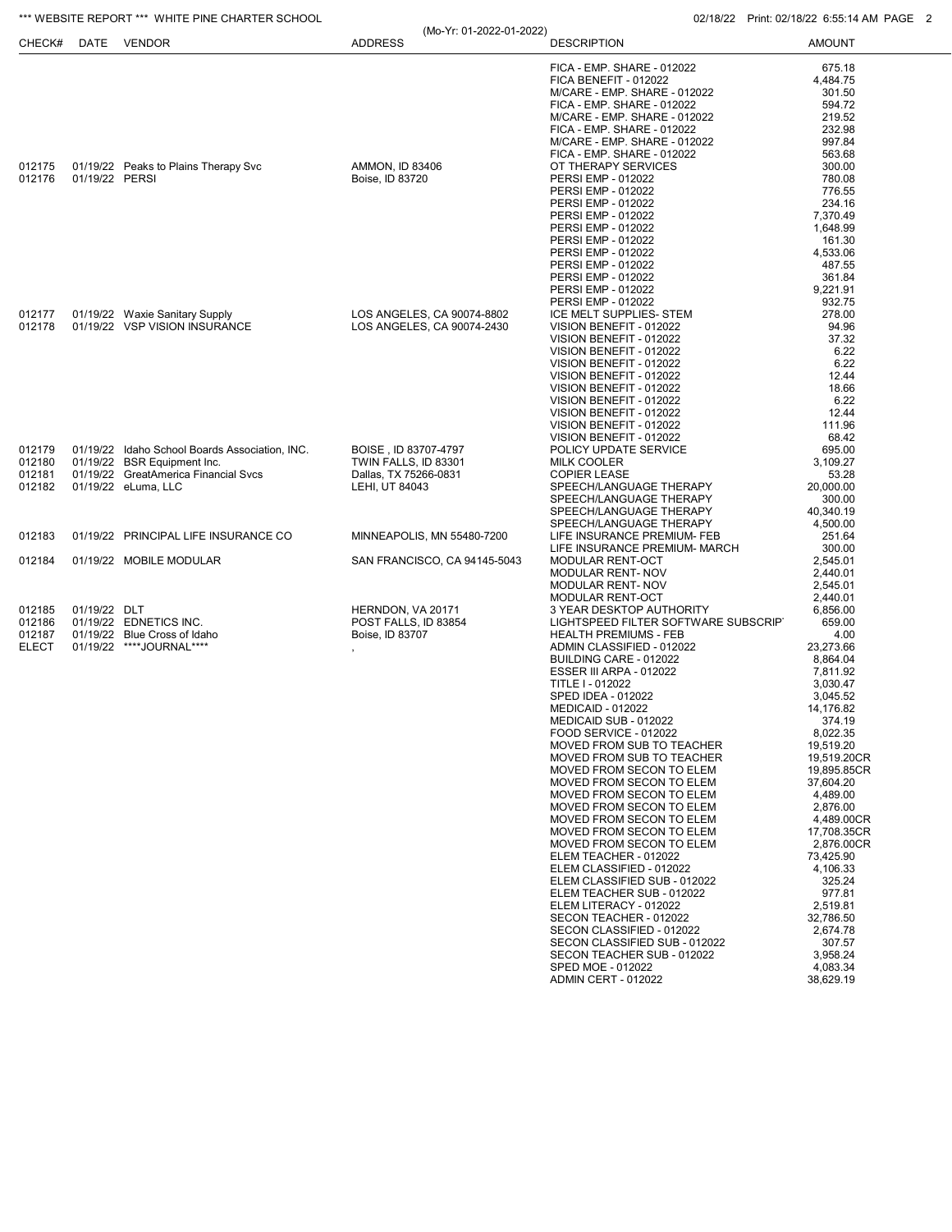| CHECK# | DATE | VENDOR | ADDRESS | DESCRIPTION | AMOUNT |
|---|---|---|---|---|---|
| | | | | FICA - EMP. SHARE - 012022 | 675.18 |
| | | | | FICA BENEFIT - 012022 | 4,484.75 |
| | | | | M/CARE - EMP. SHARE - 012022 | 301.50 |
| | | | | FICA - EMP. SHARE - 012022 | 594.72 |
| | | | | M/CARE - EMP. SHARE - 012022 | 219.52 |
| | | | | FICA - EMP. SHARE - 012022 | 232.98 |
| | | | | M/CARE - EMP. SHARE - 012022 | 997.84 |
| | | | | FICA - EMP. SHARE - 012022 | 563.68 |
| 012175 | 01/19/22 | Peaks to Plains Therapy Svc | AMMON, ID 83406 | OT THERAPY SERVICES | 300.00 |
| 012176 | 01/19/22 | PERSI | Boise, ID 83720 | PERSI EMP - 012022 | 780.08 |
| | | | | PERSI EMP - 012022 | 776.55 |
| | | | | PERSI EMP - 012022 | 234.16 |
| | | | | PERSI EMP - 012022 | 7,370.49 |
| | | | | PERSI EMP - 012022 | 1,648.99 |
| | | | | PERSI EMP - 012022 | 161.30 |
| | | | | PERSI EMP - 012022 | 4,533.06 |
| | | | | PERSI EMP - 012022 | 487.55 |
| | | | | PERSI EMP - 012022 | 361.84 |
| | | | | PERSI EMP - 012022 | 9,221.91 |
| | | | | PERSI EMP - 012022 | 932.75 |
| 012177 | 01/19/22 | Waxie Sanitary Supply | LOS ANGELES, CA 90074-8802 | ICE MELT SUPPLIES- STEM | 278.00 |
| 012178 | 01/19/22 | VSP VISION INSURANCE | LOS ANGELES, CA 90074-2430 | VISION BENEFIT - 012022 | 94.96 |
| | | | | VISION BENEFIT - 012022 | 37.32 |
| | | | | VISION BENEFIT - 012022 | 6.22 |
| | | | | VISION BENEFIT - 012022 | 6.22 |
| | | | | VISION BENEFIT - 012022 | 12.44 |
| | | | | VISION BENEFIT - 012022 | 18.66 |
| | | | | VISION BENEFIT - 012022 | 6.22 |
| | | | | VISION BENEFIT - 012022 | 12.44 |
| | | | | VISION BENEFIT - 012022 | 111.96 |
| | | | | VISION BENEFIT - 012022 | 68.42 |
| 012179 | 01/19/22 | Idaho School Boards Association, INC. | BOISE , ID 83707-4797 | POLICY UPDATE SERVICE | 695.00 |
| 012180 | 01/19/22 | BSR Equipment Inc. | TWIN FALLS, ID 83301 | MILK COOLER | 3,109.27 |
| 012181 | 01/19/22 | GreatAmerica Financial Svcs | Dallas, TX 75266-0831 | COPIER LEASE | 53.28 |
| 012182 | 01/19/22 | eLuma, LLC | LEHI, UT 84043 | SPEECH/LANGUAGE THERAPY | 20,000.00 |
| | | | | SPEECH/LANGUAGE THERAPY | 300.00 |
| | | | | SPEECH/LANGUAGE THERAPY | 40,340.19 |
| | | | | SPEECH/LANGUAGE THERAPY | 4,500.00 |
| 012183 | 01/19/22 | PRINCIPAL LIFE INSURANCE CO | MINNEAPOLIS, MN 55480-7200 | LIFE INSURANCE PREMIUM- FEB | 251.64 |
| | | | | LIFE INSURANCE PREMIUM- MARCH | 300.00 |
| 012184 | 01/19/22 | MOBILE MODULAR | SAN FRANCISCO, CA 94145-5043 | MODULAR RENT-OCT | 2,545.01 |
| | | | | MODULAR RENT- NOV | 2,440.01 |
| | | | | MODULAR RENT- NOV | 2,545.01 |
| | | | | MODULAR RENT-OCT | 2,440.01 |
| 012185 | 01/19/22 | DLT | HERNDON, VA 20171 | 3 YEAR DESKTOP AUTHORITY | 6,856.00 |
| 012186 | 01/19/22 | EDNETICS INC. | POST FALLS, ID 83854 | LIGHTSPEED FILTER SOFTWARE SUBSCRIP | 659.00 |
| 012187 | 01/19/22 | Blue Cross of Idaho | Boise, ID 83707 | HEALTH PREMIUMS - FEB | 4.00 |
| ELECT | 01/19/22 | \*\*\*\*JOURNAL\*\*\*\* | , | ADMIN CLASSIFIED - 012022 | 23,273.66 |
| | | | | BUILDING CARE - 012022 | 8,864.04 |
| | | | | ESSER III ARPA - 012022 | 7,811.92 |
| | | | | TITLE I - 012022 | 3,030.47 |
| | | | | SPED IDEA - 012022 | 3,045.52 |
| | | | | MEDICAID - 012022 | 14,176.82 |
| | | | | MEDICAID SUB - 012022 | 374.19 |
| | | | | FOOD SERVICE - 012022 | 8,022.35 |
| | | | | MOVED FROM SUB TO TEACHER | 19,519.20 |
| | | | | MOVED FROM SUB TO TEACHER | 19,519.20CR |
| | | | | MOVED FROM SECON TO ELEM | 19,895.85CR |
| | | | | MOVED FROM SECON TO ELEM | 37,604.20 |
| | | | | MOVED FROM SECON TO ELEM | 4,489.00 |
| | | | | MOVED FROM SECON TO ELEM | 2,876.00 |
| | | | | MOVED FROM SECON TO ELEM | 4,489.00CR |
| | | | | MOVED FROM SECON TO ELEM | 17,708.35CR |
| | | | | MOVED FROM SECON TO ELEM | 2,876.00CR |
| | | | | ELEM TEACHER - 012022 | 73,425.90 |
| | | | | ELEM CLASSIFIED - 012022 | 4,106.33 |
| | | | | ELEM CLASSIFIED SUB - 012022 | 325.24 |
| | | | | ELEM TEACHER SUB - 012022 | 977.81 |
| | | | | ELEM LITERACY - 012022 | 2,519.81 |
| | | | | SECON TEACHER - 012022 | 32,786.50 |
| | | | | SECON CLASSIFIED - 012022 | 2,674.78 |
| | | | | SECON CLASSIFIED SUB - 012022 | 307.57 |
| | | | | SECON TEACHER SUB - 012022 | 3,958.24 |
| | | | | SPED MOE - 012022 | 4,083.34 |
| | | | | ADMIN CERT - 012022 | 38,629.19 |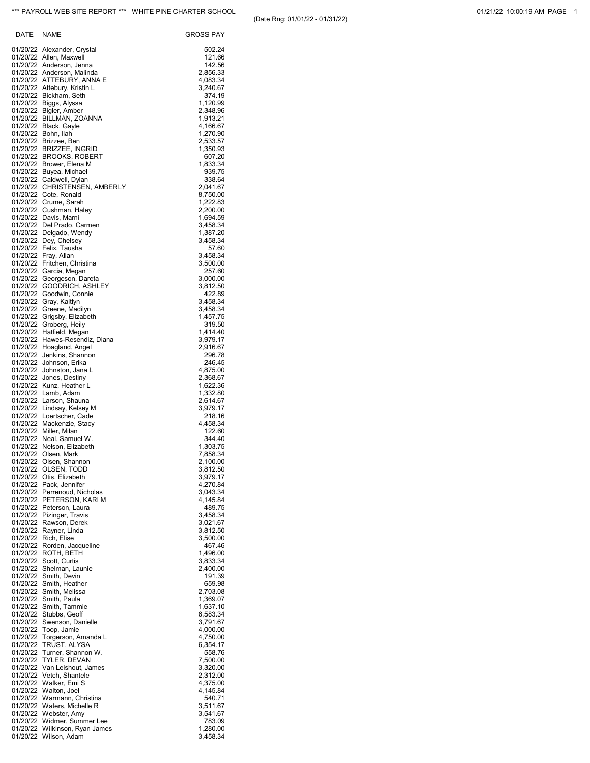*** PAYROLL WEB SITE REPORT *** WHITE PINE CHARTER SCHOOL

(Date Rng: 01/01/22 - 01/31/22)

| DATE | NAME | GROSS PAY |
|---|---|---|
| 01/20/22 | Alexander, Crystal | 502.24 |
| 01/20/22 | Allen, Maxwell | 121.66 |
| 01/20/22 | Anderson, Jenna | 142.56 |
| 01/20/22 | Anderson, Malinda | 2,856.33 |
| 01/20/22 | ATTEBURY, ANNA E | 4,083.34 |
| 01/20/22 | Attebury, Kristin L | 3,240.67 |
| 01/20/22 | Bickham, Seth | 374.19 |
| 01/20/22 | Biggs, Alyssa | 1,120.99 |
| 01/20/22 | Bigler, Amber | 2,348.96 |
| 01/20/22 | BILLMAN, ZOANNA | 1,913.21 |
| 01/20/22 | Black, Gayle | 4,166.67 |
| 01/20/22 | Bohn, Ilah | 1,270.90 |
| 01/20/22 | Brizzee, Ben | 2,533.57 |
| 01/20/22 | BRIZZEE, INGRID | 1,350.93 |
| 01/20/22 | BROOKS, ROBERT | 607.20 |
| 01/20/22 | Brower, Elena M | 1,833.34 |
| 01/20/22 | Buyea, Michael | 939.75 |
| 01/20/22 | Caldwell, Dylan | 338.64 |
| 01/20/22 | CHRISTENSEN, AMBERLY | 2,041.67 |
| 01/20/22 | Cote, Ronald | 8,750.00 |
| 01/20/22 | Crume, Sarah | 1,222.83 |
| 01/20/22 | Cushman, Haley | 2,200.00 |
| 01/20/22 | Davis, Marni | 1,694.59 |
| 01/20/22 | Del Prado, Carmen | 3,458.34 |
| 01/20/22 | Delgado, Wendy | 1,387.20 |
| 01/20/22 | Dey, Chelsey | 3,458.34 |
| 01/20/22 | Felix, Tausha | 57.60 |
| 01/20/22 | Fray, Allan | 3,458.34 |
| 01/20/22 | Fritchen, Christina | 3,500.00 |
| 01/20/22 | Garcia, Megan | 257.60 |
| 01/20/22 | Georgeson, Dareta | 3,000.00 |
| 01/20/22 | GOODRICH, ASHLEY | 3,812.50 |
| 01/20/22 | Goodwin, Connie | 422.89 |
| 01/20/22 | Gray, Kaitlyn | 3,458.34 |
| 01/20/22 | Greene, Madilyn | 3,458.34 |
| 01/20/22 | Grigsby, Elizabeth | 1,457.75 |
| 01/20/22 | Groberg, Heily | 319.50 |
| 01/20/22 | Hatfield, Megan | 1,414.40 |
| 01/20/22 | Hawes-Resendiz, Diana | 3,979.17 |
| 01/20/22 | Hoagland, Angel | 2,916.67 |
| 01/20/22 | Jenkins, Shannon | 296.78 |
| 01/20/22 | Johnson, Erika | 246.45 |
| 01/20/22 | Johnston, Jana L | 4,875.00 |
| 01/20/22 | Jones, Destiny | 2,368.67 |
| 01/20/22 | Kunz, Heather L | 1,622.36 |
| 01/20/22 | Lamb, Adam | 1,332.80 |
| 01/20/22 | Larson, Shauna | 2,614.67 |
| 01/20/22 | Lindsay, Kelsey M | 3,979.17 |
| 01/20/22 | Loertscher, Cade | 218.16 |
| 01/20/22 | Mackenzie, Stacy | 4,458.34 |
| 01/20/22 | Miller, Milan | 122.60 |
| 01/20/22 | Neal, Samuel W. | 344.40 |
| 01/20/22 | Nelson, Elizabeth | 1,303.75 |
| 01/20/22 | Olsen, Mark | 7,858.34 |
| 01/20/22 | Olsen, Shannon | 2,100.00 |
| 01/20/22 | OLSEN, TODD | 3,812.50 |
| 01/20/22 | Otis, Elizabeth | 3,979.17 |
| 01/20/22 | Pack, Jennifer | 4,270.84 |
| 01/20/22 | Perrenoud, Nicholas | 3,043.34 |
| 01/20/22 | PETERSON, KARI M | 4,145.84 |
| 01/20/22 | Peterson, Laura | 489.75 |
| 01/20/22 | Pizinger, Travis | 3,458.34 |
| 01/20/22 | Rawson, Derek | 3,021.67 |
| 01/20/22 | Rayner, Linda | 3,812.50 |
| 01/20/22 | Rich, Elise | 3,500.00 |
| 01/20/22 | Rorden, Jacqueline | 467.46 |
| 01/20/22 | ROTH, BETH | 1,496.00 |
| 01/20/22 | Scott, Curtis | 3,833.34 |
| 01/20/22 | Shelman, Launie | 2,400.00 |
| 01/20/22 | Smith, Devin | 191.39 |
| 01/20/22 | Smith, Heather | 659.98 |
| 01/20/22 | Smith, Melissa | 2,703.08 |
| 01/20/22 | Smith, Paula | 1,369.07 |
| 01/20/22 | Smith, Tammie | 1,637.10 |
| 01/20/22 | Stubbs, Geoff | 6,583.34 |
| 01/20/22 | Swenson, Danielle | 3,791.67 |
| 01/20/22 | Toop, Jamie | 4,000.00 |
| 01/20/22 | Torgerson, Amanda L | 4,750.00 |
| 01/20/22 | TRUST, ALYSA | 6,354.17 |
| 01/20/22 | Turner, Shannon W. | 558.76 |
| 01/20/22 | TYLER, DEVAN | 7,500.00 |
| 01/20/22 | Van Leishout, James | 3,320.00 |
| 01/20/22 | Vetch, Shantele | 2,312.00 |
| 01/20/22 | Walker, Emi S | 4,375.00 |
| 01/20/22 | Walton, Joel | 4,145.84 |
| 01/20/22 | Warmann, Christina | 540.71 |
| 01/20/22 | Waters, Michelle R | 3,511.67 |
| 01/20/22 | Webster, Amy | 3,541.67 |
| 01/20/22 | Widmer, Summer Lee | 783.09 |
| 01/20/22 | Wilkinson, Ryan James | 1,280.00 |
| 01/20/22 | Wilson, Adam | 3,458.34 |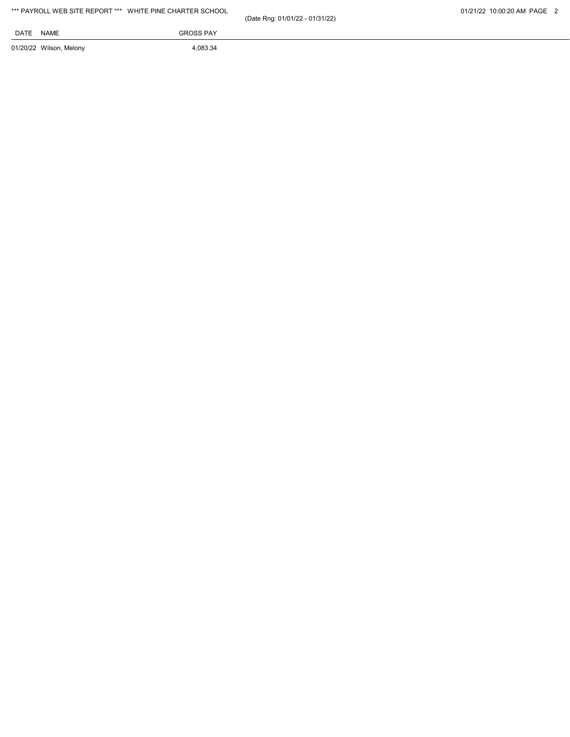| DATE | NAME | GROSS PAY |
|---|---|---|
| 01/20/22 | Wilson, Melony | 4,083.34 |